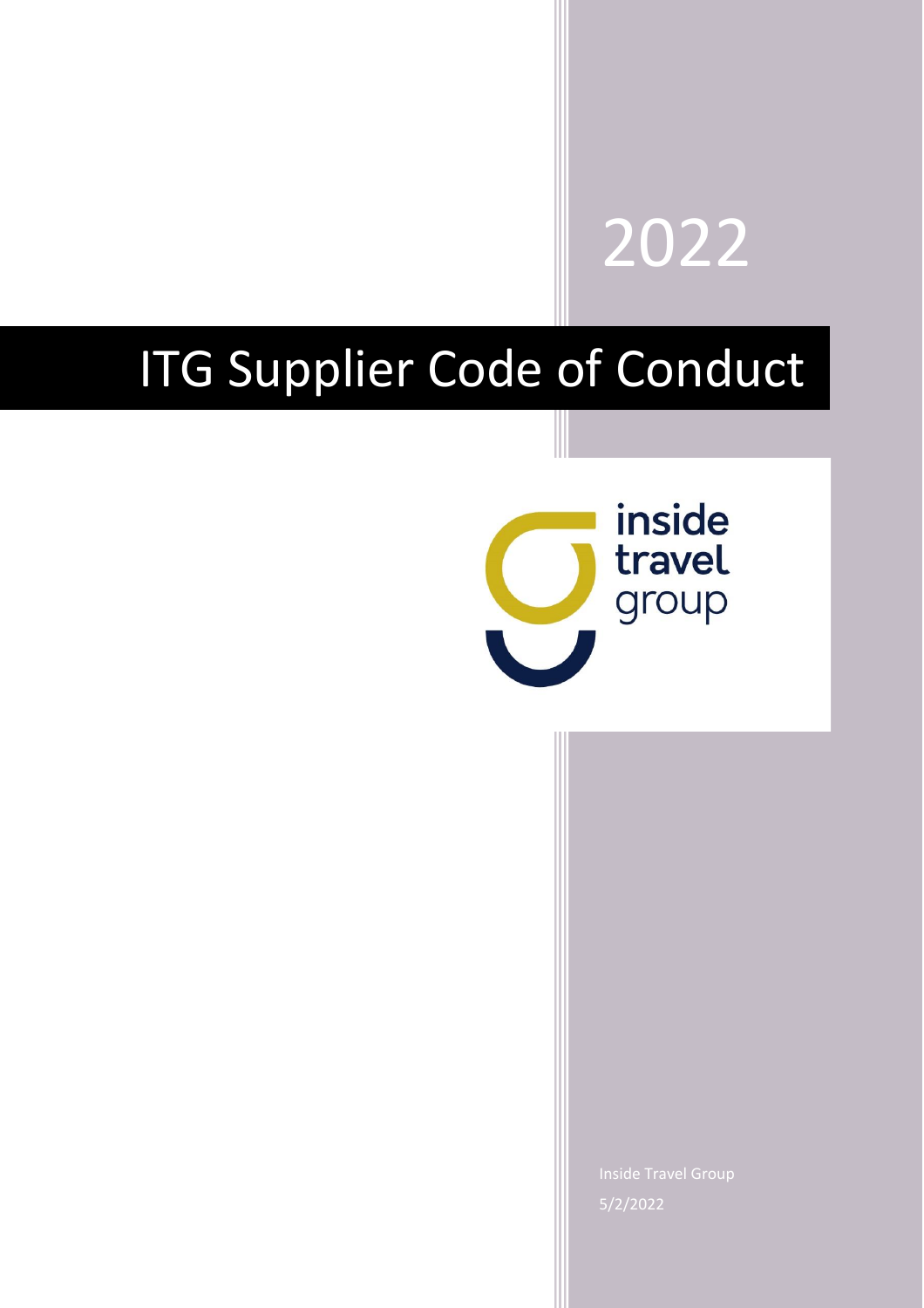2022

# ITG Supplier Code of Conduct

inside travel group

Inside Travel Group

5/2/2022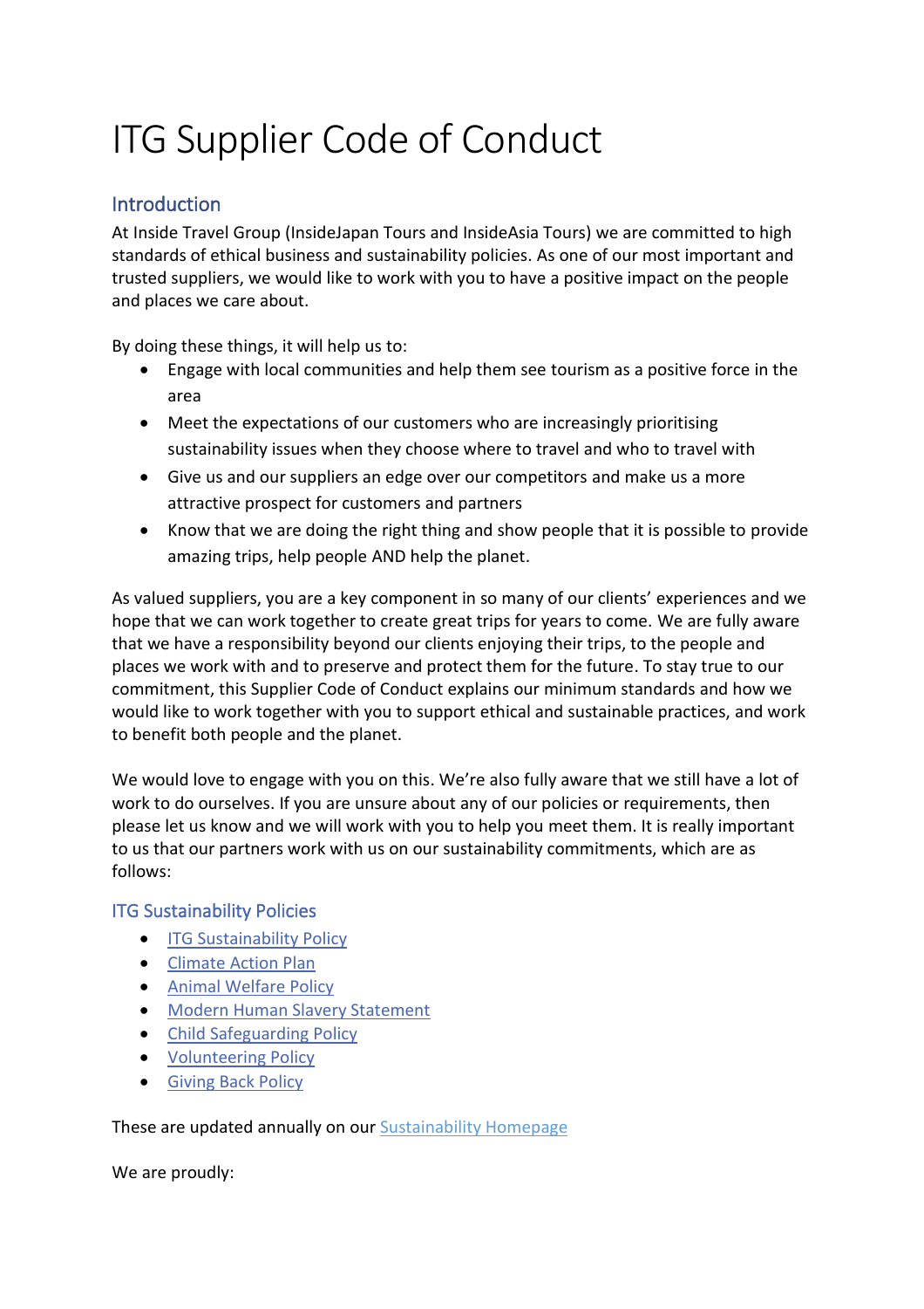# ITG Supplier Code of Conduct

## Introduction

At Inside Travel Group (InsideJapan Tours and InsideAsia Tours) we are committed to high standards of ethical business and sustainability policies. As one of our most important and trusted suppliers, we would like to work with you to have a positive impact on the people and places we care about.

By doing these things, it will help us to:

- Engage with local communities and help them see tourism as a positive force in the area
- Meet the expectations of our customers who are increasingly prioritising sustainability issues when they choose where to travel and who to travel with
- Give us and our suppliers an edge over our competitors and make us a more attractive prospect for customers and partners
- Know that we are doing the right thing and show people that it is possible to provide amazing trips, help people AND help the planet.

As valued suppliers, you are a key component in so many of our clients' experiences and we hope that we can work together to create great trips for years to come. We are fully aware that we have a responsibility beyond our clients enjoying their trips, to the people and places we work with and to preserve and protect them for the future. To stay true to our commitment, this Supplier Code of Conduct explains our minimum standards and how we would like to work together with you to support ethical and sustainable practices, and work to benefit both people and the planet.

We would love to engage with you on this. We're also fully aware that we still have a lot of work to do ourselves. If you are unsure about any of our policies or requirements, then please let us know and we will work with you to help you meet them. It is really important to us that our partners work with us on our sustainability commitments, which are as follows:

## ITG Sustainability Policies

- ITG Sustainability Policy
- Climate Action Plan
- Animal Welfare Policy
- Modern Human Slavery Statement
- Child Safeguarding Policy
- Volunteering Policy
- Giving Back Policy

These are updated annually on our Sustainability Homepage

We are proudly: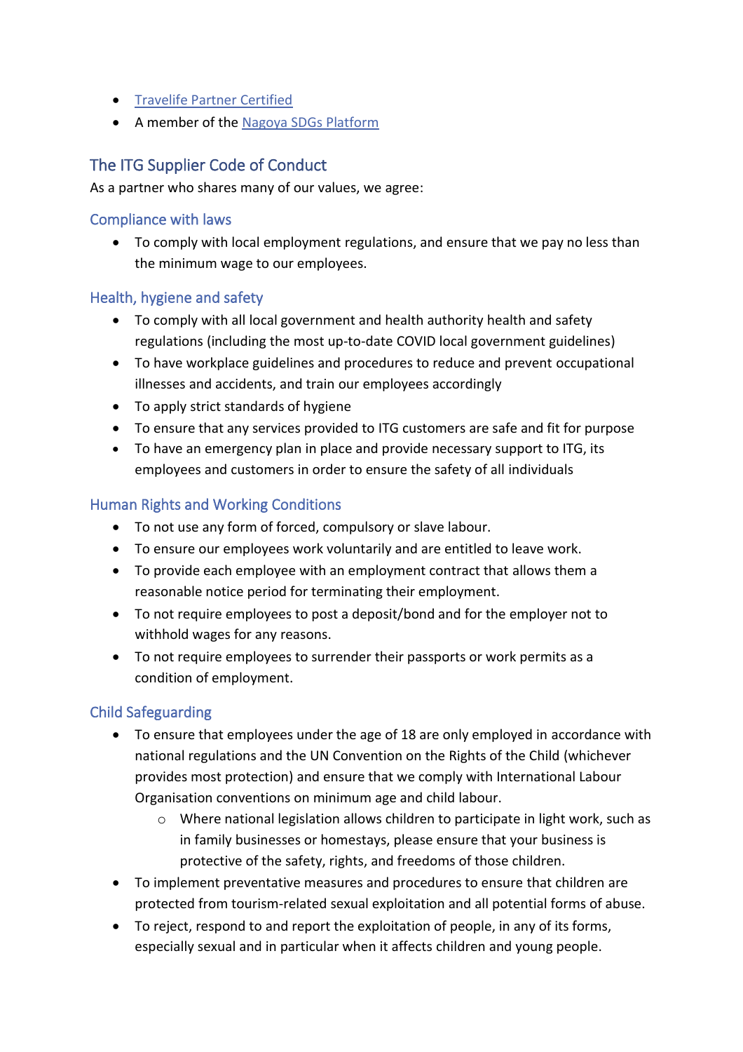- [Travelife Partner Certified]()
- A member of the [Nagoya SDGs Platform]()

## The ITG Supplier Code of Conduct

As a partner who shares many of our values, we agree:

### Compliance with laws

- To comply with local employment regulations, and ensure that we pay no less than the minimum wage to our employees.

### Health, hygiene and safety

- To comply with all local government and health authority health and safety regulations (including the most up-to-date COVID local government guidelines)
- To have workplace guidelines and procedures to reduce and prevent occupational illnesses and accidents, and train our employees accordingly
- To apply strict standards of hygiene
- To ensure that any services provided to ITG customers are safe and fit for purpose
- To have an emergency plan in place and provide necessary support to ITG, its employees and customers in order to ensure the safety of all individuals

### Human Rights and Working Conditions

- To not use any form of forced, compulsory or slave labour.
- To ensure our employees work voluntarily and are entitled to leave work.
- To provide each employee with an employment contract that allows them a reasonable notice period for terminating their employment.
- To not require employees to post a deposit/bond and for the employer not to withhold wages for any reasons.
- To not require employees to surrender their passports or work permits as a condition of employment.

### Child Safeguarding

- To ensure that employees under the age of 18 are only employed in accordance with national regulations and the UN Convention on the Rights of the Child (whichever provides most protection) and ensure that we comply with International Labour Organisation conventions on minimum age and child labour.
  - Where national legislation allows children to participate in light work, such as in family businesses or homestays, please ensure that your business is protective of the safety, rights, and freedoms of those children.
- To implement preventative measures and procedures to ensure that children are protected from tourism-related sexual exploitation and all potential forms of abuse.
- To reject, respond to and report the exploitation of people, in any of its forms, especially sexual and in particular when it affects children and young people.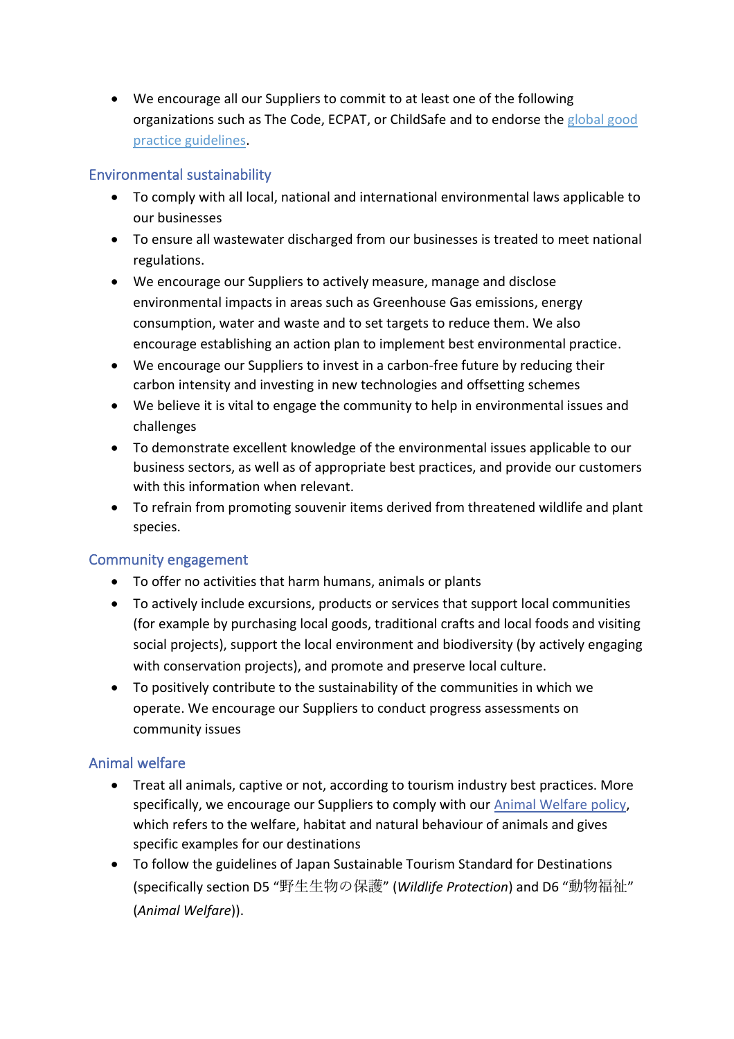- We encourage all our Suppliers to commit to at least one of the following organizations such as The Code, ECPAT, or ChildSafe and to endorse the [global good practice guidelines](#).

## Environmental sustainability

- To comply with all local, national and international environmental laws applicable to our businesses
- To ensure all wastewater discharged from our businesses is treated to meet national regulations.
- We encourage our Suppliers to actively measure, manage and disclose environmental impacts in areas such as Greenhouse Gas emissions, energy consumption, water and waste and to set targets to reduce them. We also encourage establishing an action plan to implement best environmental practice.
- We encourage our Suppliers to invest in a carbon-free future by reducing their carbon intensity and investing in new technologies and offsetting schemes
- We believe it is vital to engage the community to help in environmental issues and challenges
- To demonstrate excellent knowledge of the environmental issues applicable to our business sectors, as well as of appropriate best practices, and provide our customers with this information when relevant.
- To refrain from promoting souvenir items derived from threatened wildlife and plant species.

## Community engagement

- To offer no activities that harm humans, animals or plants
- To actively include excursions, products or services that support local communities (for example by purchasing local goods, traditional crafts and local foods and visiting social projects), support the local environment and biodiversity (by actively engaging with conservation projects), and promote and preserve local culture.
- To positively contribute to the sustainability of the communities in which we operate. We encourage our Suppliers to conduct progress assessments on community issues

## Animal welfare

- Treat all animals, captive or not, according to tourism industry best practices. More specifically, we encourage our Suppliers to comply with our [Animal Welfare policy](#), which refers to the welfare, habitat and natural behaviour of animals and gives specific examples for our destinations
- To follow the guidelines of Japan Sustainable Tourism Standard for Destinations (specifically section D5 "野生生物の保護" (*Wildlife Protection*) and D6 "動物福祉" (*Animal Welfare*)).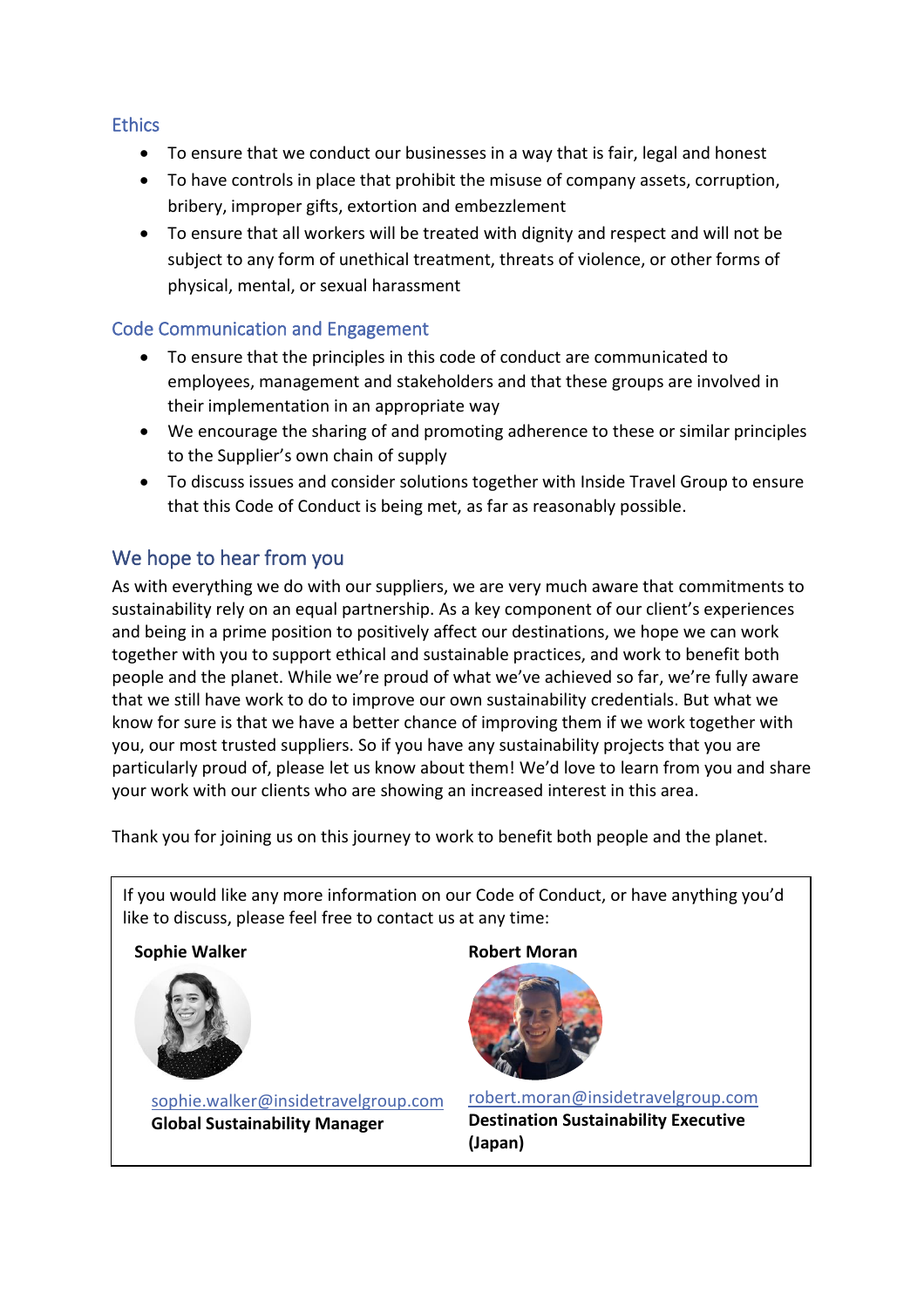### Ethics

- To ensure that we conduct our businesses in a way that is fair, legal and honest
- To have controls in place that prohibit the misuse of company assets, corruption, bribery, improper gifts, extortion and embezzlement
- To ensure that all workers will be treated with dignity and respect and will not be subject to any form of unethical treatment, threats of violence, or other forms of physical, mental, or sexual harassment

### Code Communication and Engagement

- To ensure that the principles in this code of conduct are communicated to employees, management and stakeholders and that these groups are involved in their implementation in an appropriate way
- We encourage the sharing of and promoting adherence to these or similar principles to the Supplier's own chain of supply
- To discuss issues and consider solutions together with Inside Travel Group to ensure that this Code of Conduct is being met, as far as reasonably possible.

## We hope to hear from you

As with everything we do with our suppliers, we are very much aware that commitments to sustainability rely on an equal partnership. As a key component of our client's experiences and being in a prime position to positively affect our destinations, we hope we can work together with you to support ethical and sustainable practices, and work to benefit both people and the planet. While we're proud of what we've achieved so far, we're fully aware that we still have work to do to improve our own sustainability credentials. But what we know for sure is that we have a better chance of improving them if we work together with you, our most trusted suppliers. So if you have any sustainability projects that you are particularly proud of, please let us know about them! We'd love to learn from you and share your work with our clients who are showing an increased interest in this area.

Thank you for joining us on this journey to work to benefit both people and the planet.

If you would like any more information on our Code of Conduct, or have anything you'd like to discuss, please feel free to contact us at any time:

**Sophie Walker**

sophie.walker@insidetravelgroup.com
**Global Sustainability Manager**

**Robert Moran**

robert.moran@insidetravelgroup.com
**Destination Sustainability Executive (Japan)**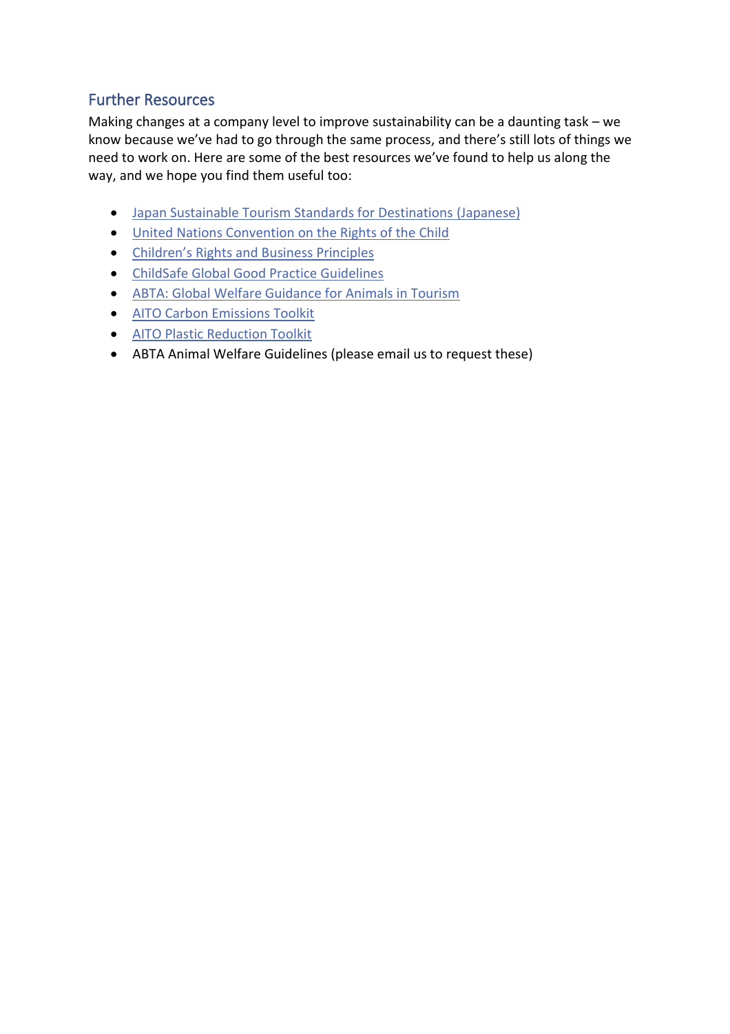## Further Resources

Making changes at a company level to improve sustainability can be a daunting task – we know because we've had to go through the same process, and there's still lots of things we need to work on. Here are some of the best resources we've found to help us along the way, and we hope you find them useful too:

- Japan Sustainable Tourism Standards for Destinations (Japanese)
- United Nations Convention on the Rights of the Child
- Children's Rights and Business Principles
- ChildSafe Global Good Practice Guidelines
- ABTA: Global Welfare Guidance for Animals in Tourism
- AITO Carbon Emissions Toolkit
- AITO Plastic Reduction Toolkit
- ABTA Animal Welfare Guidelines (please email us to request these)